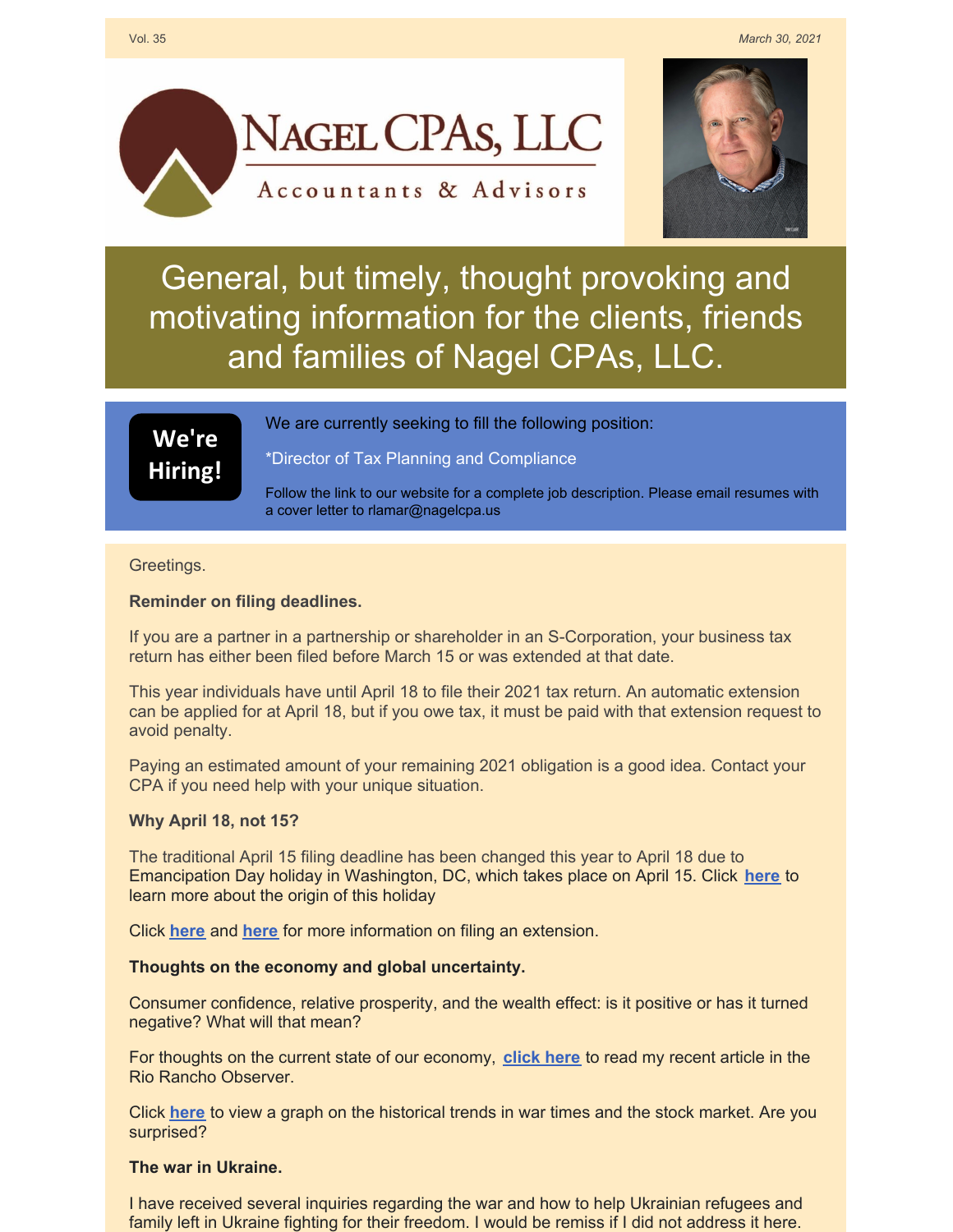Vol. 35

*March 30, 2021*

# Nagel CPAs, LLC

Accountants & Advisors

## General, but timely, thought provoking and motivating information for the clients, friends and families of Nagel CPAs, LLC.

**We're Hiring!**

We are currently seeking to fill the following position:

*Director of Tax Planning and Compliance

Follow the link to our website for a complete job description. Please email resumes with a cover letter to rlamar@nagelcpa.us

Greetings.

**Reminder on filing deadlines.**

If you are a partner in a partnership or shareholder in an S-Corporation, your business tax return has either been filed before March 15 or was extended at that date.

This year individuals have until April 18 to file their 2021 tax return. An automatic extension can be applied for at April 18, but if you owe tax, it must be paid with that extension request to avoid penalty.

Paying an estimated amount of your remaining 2021 obligation is a good idea. Contact your CPA if you need help with your unique situation.

**Why April 18, not 15?**

The traditional April 15 filing deadline has been changed this year to April 18 due to Emancipation Day holiday in Washington, DC, which takes place on April 15. Click **here** to learn more about the origin of this holiday

Click **here** and **here** for more information on filing an extension.

**Thoughts on the economy and global uncertainty.**

Consumer confidence, relative prosperity, and the wealth effect: is it positive or has it turned negative? What will that mean?

For thoughts on the current state of our economy, **click here** to read my recent article in the Rio Rancho Observer.

Click **here** to view a graph on the historical trends in war times and the stock market. Are you surprised?

**The war in Ukraine.**

I have received several inquiries regarding the war and how to help Ukrainian refugees and family left in Ukraine fighting for their freedom. I would be remiss if I did not address it here.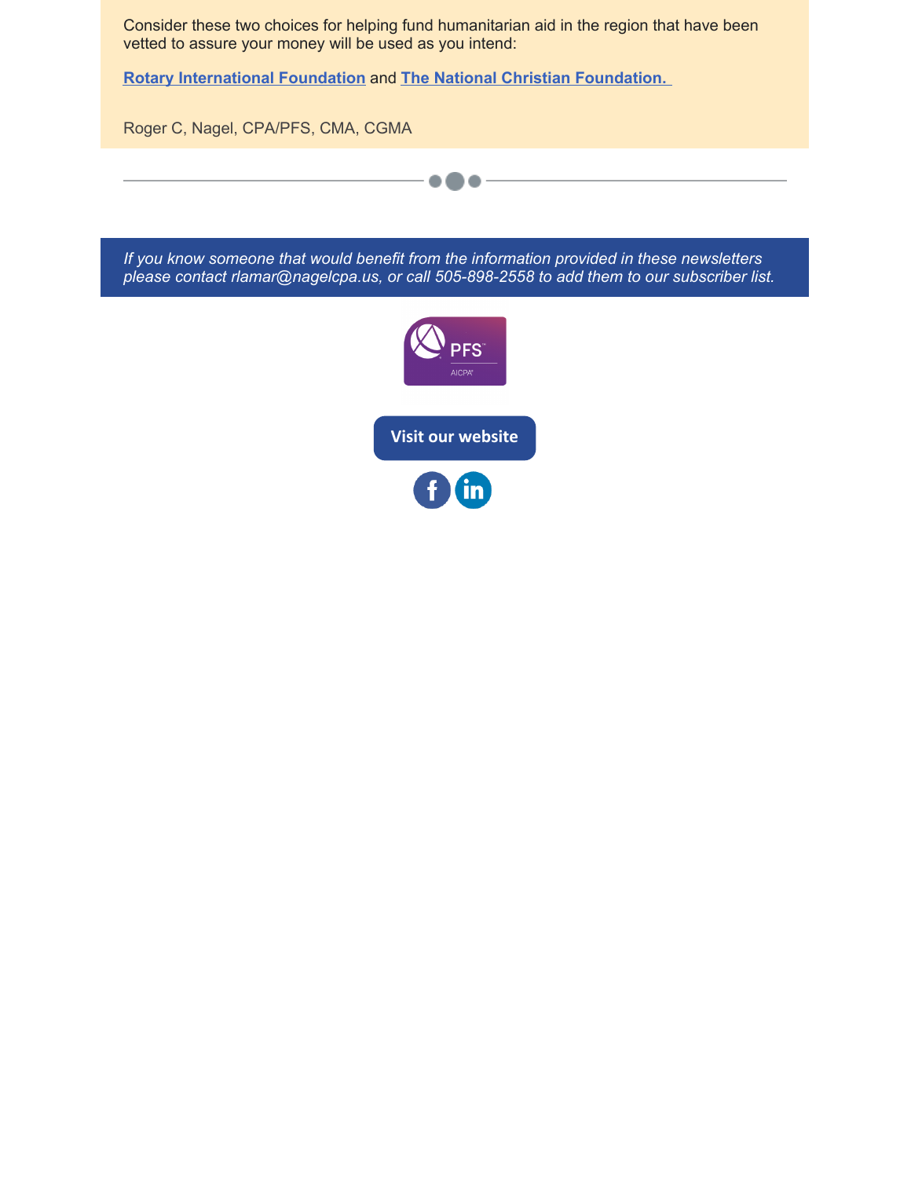Consider these two choices for helping fund humanitarian aid in the region that have been vetted to assure your money will be used as you intend:

**Rotary International Foundation** and **The National Christian Foundation.**

Roger C, Nagel, CPA/PFS, CMA, CGMA

---

*If you know someone that would benefit from the information provided in these newsletters please contact rlamar@nagelcpa.us, or call 505-898-2558 to add them to our subscriber list.*

Visit our website